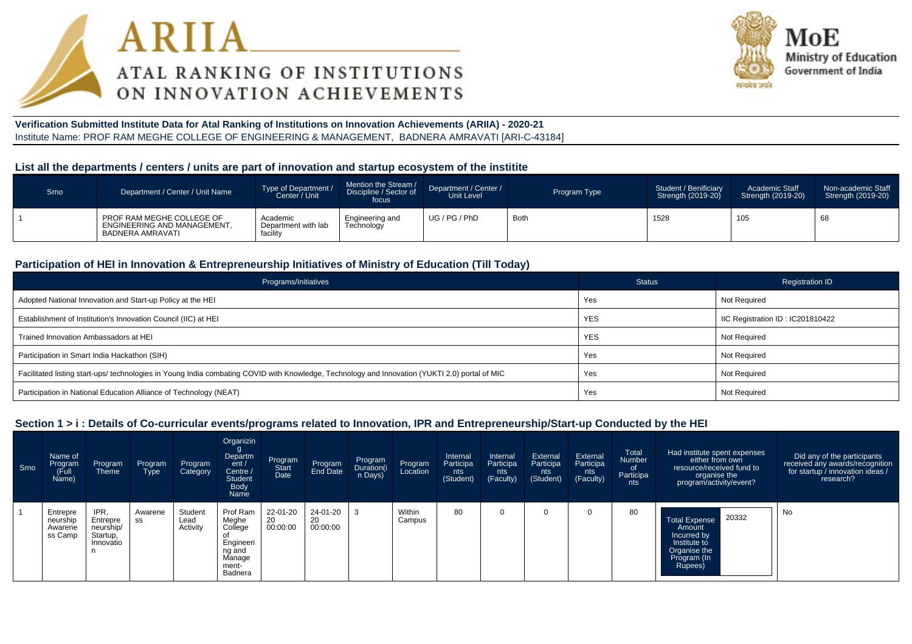# ARIIA

## ATAL RANKING OF INSTITUTIONS ON INNOVATION ACHIEVEMENTS

MoE
Ministry of Education
Government of India

**Verification Submitted Institute Data for Atal Ranking of Institutions on Innovation Achievements (ARIIA) - 2020-21**

Institute Name: PROF RAM MEGHE COLLEGE OF ENGINEERING & MANAGEMENT, BADNERA AMRAVATI [ARI-C-43184]

### List all the departments / centers / units are part of innovation and startup ecosystem of the institite

| Srno | Department / Center / Unit Name | Type of Department / Center / Unit | Mention the Stream / Discipline / Sector of focus | Department / Center / Unit Level | Program Type | Student / Benificiary Strength (2019-20) | Academic Staff Strength (2019-20) | Non-academic Staff Strength (2019-20) |
|---|---|---|---|---|---|---|---|---|
| 1 | PROF RAM MEGHE COLLEGE OF ENGINEERING AND MANAGEMENT, BADNERA AMRAVATI | Academic Department with lab facility | Engineering and Technology | UG / PG / PhD | Both | 1528 | 105 | 68 |

### Participation of HEI in Innovation & Entrepreneurship Initiatives of Ministry of Education (Till Today)

| Programs/Initiatives | Status | Registration ID |
|---|---|---|
| Adopted National Innovation and Start-up Policy at the HEI | Yes | Not Required |
| Establishment of Institution's Innovation Council (IIC) at HEI | YES | IIC Registration ID : IC201810422 |
| Trained Innovation Ambassadors at HEI | YES | Not Required |
| Participation in Smart India Hackathon (SIH) | Yes | Not Required |
| Facilitated listing start-ups/ technologies in Young India combating COVID with Knowledge, Technology and Innovation (YUKTI 2.0) portal of MIC | Yes | Not Required |
| Participation in National Education Alliance of Technology (NEAT) | Yes | Not Required |

### Section 1 > i : Details of Co-curricular events/programs related to Innovation, IPR and Entrepreneurship/Start-up Conducted by the HEI

| Srno | Name of Program (Full Name) | Program Theme | Program Type | Program Category | Organizing Department / Centre / Student Body Name | Program Start Date | Program End Date | Program Duration(in Days) | Program Location | Internal Participants (Student) | Internal Participants (Faculty) | External Participants (Student) | External Participants (Faculty) | Total Number of Participants | Had institute spent expenses either from own resource/received fund to organise the program/activity/event? | Did any of the participants received any awards/recognition for startup / innovation ideas / research? |
|---|---|---|---|---|---|---|---|---|---|---|---|---|---|---|---|---|
| 1 | Entrepreneurship Awareness Camp | IPR, Entrepreneurship/ Startup, Innovation | Awareness | Student Lead Activity | Prof Ram Meghe College of Engineering and Management-Badnera | 22-01-2020 00:00:00 | 24-01-2020 00:00:00 | 3 | Within Campus | 80 | 0 | 0 | 0 | 80 | Total Expense Amount Incurred by Institute to Organise the Program (In Rupees): 20332 | No |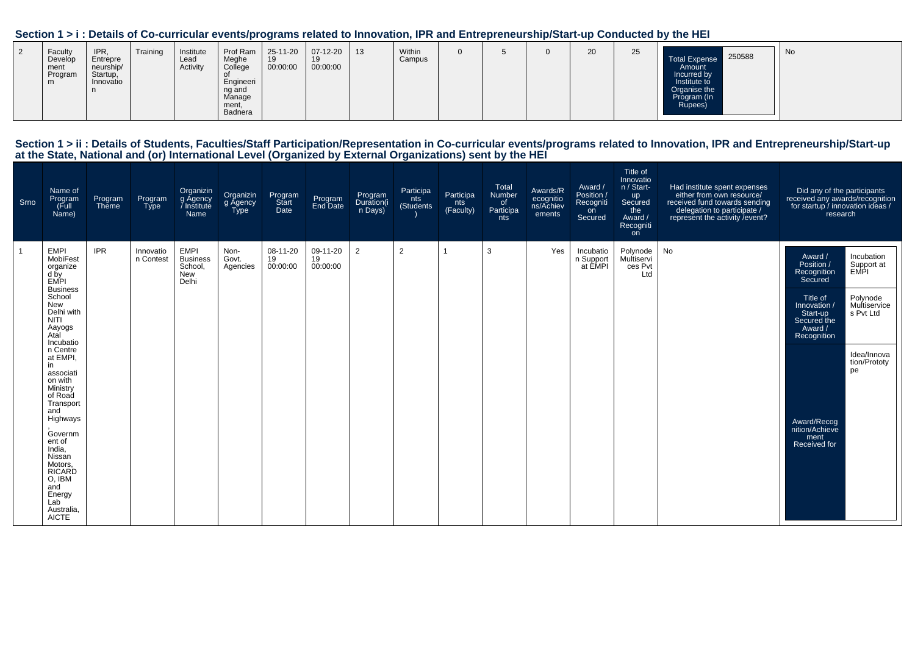## Section 1 > i : Details of Co-curricular events/programs related to Innovation, IPR and Entrepreneurship/Start-up Conducted by the HEI

| | | | | | | | | | | | | | | | | |
|---|---|---|---|---|---|---|---|---|---|---|---|---|---|---|---|---|
| 2 | Faculty Development Program | IPR, Entrepreneurship/ Startup, Innovation | Training | Institute Lead Activity | Prof Ram Meghe College of Engineering and Management, Badnera | 25-11-2019 00:00:00 | 07-12-2019 00:00:00 | 13 | Within Campus | 0 | 5 | 0 | 20 | 25 | Total Expense Amount Incurred by Institute to Organise the Program (In Rupees): 250588 | No |

## Section 1 > ii : Details of Students, Faculties/Staff Participation/Representation in Co-curricular events/programs related to Innovation, IPR and Entrepreneurship/Start-up at the State, National and (or) International Level (Organized by External Organizations) sent by the HEI

| Srno | Name of Program (Full Name) | Program Theme | Program Type | Organizing Agency / Institute Name | Organizing Agency Type | Program Start Date | Program End Date | Program Duration(in Days) | Participants (Students) | Participants (Faculty) | Total Number of Participants | Awards/Recognitions/Achievements | Award / Position / Recognition Secured | Title of Innovation / Start-up Secured the Award / Recognition | Had institute spent expenses either from own resource/ received fund towards sending delegation to participate / represent the activity /event? | Did any of the participants received any awards/recognition for startup / innovation ideas / research |
|---|---|---|---|---|---|---|---|---|---|---|---|---|---|---|---|---|
| 1 | EMPI MobiFest organized by EMPI Business School New Delhi with NITI Aayogs Atal Incubation Centre at EMPI, in association with Ministry of Road Transport and Highways, Government of India, Nissan Motors, RICARDO, IBM and Energy Lab Australia, AICTE | IPR | Innovation Contest | EMPI Business School, New Delhi | Non-Govt. Agencies | 08-11-2019 00:00:00 | 09-11-2019 00:00:00 | 2 | 2 | 1 | 3 | Yes | Incubation Support at EMPI | Polynode Multiservices Pvt Ltd | No | Award / Position / Recognition Secured: Incubation Support at EMPI; Title of Innovation / Start-up Secured the Award / Recognition: Polynode Multiservices Pvt Ltd; Award/Recognition/Achievement Received for: Idea/Innovation/Prototype |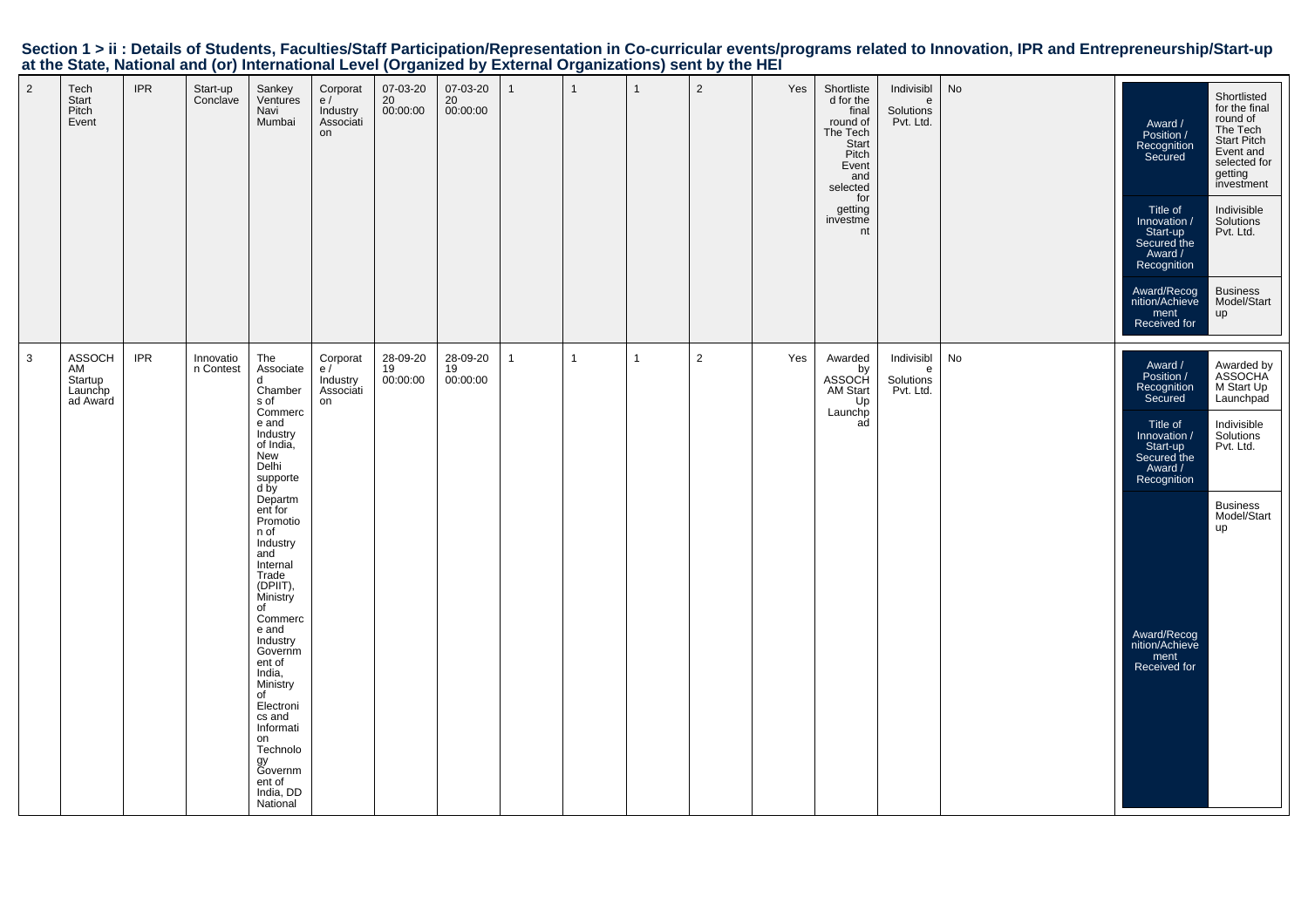## Section 1 > ii : Details of Students, Faculties/Staff Participation/Representation in Co-curricular events/programs related to Innovation, IPR and Entrepreneurship/Start-up at the State, National and (or) International Level (Organized by External Organizations) sent by the HEI

| | | | | | | | | | | | | | | | | |
|---|---|---|---|---|---|---|---|---|---|---|---|---|---|---|---|---|
| 2 | Tech Start Pitch Event | IPR | Start-up Conclave | Sankey Ventures Navi Mumbai | Corporate / Industry Association | 07-03-2020 00:00:00 | 07-03-2020 00:00:00 | 1 | 1 | 1 | 2 | Yes | Shortlisted for the final round of The Tech Start Pitch Event and selected for getting investment | Indivisible Solutions Pvt. Ltd. | No | Award / Position / Recognition Secured: Shortlisted for the final round of The Tech Start Pitch Event and selected for getting investment<br>Title of Innovation / Start-up Secured the Award / Recognition: Indivisible Solutions Pvt. Ltd.<br>Award/Recognition/Achievement Received for: Business Model/Start up |
| 3 | ASSOCHAM Startup Launchpad Award | IPR | Innovation Contest | The Associated Chambers of Commerce and Industry of India, New Delhi supported by Department for Promotion of Industry and Internal Trade (DPIIT), Ministry of Commerce and Industry Government of India, Ministry of Electronics and Information Technology Government of India, DD National | Corporate / Industry Association | 28-09-2019 00:00:00 | 28-09-2019 00:00:00 | 1 | 1 | 1 | 2 | Yes | Awarded by ASSOCHAM Start Up Launchpad | Indivisible Solutions Pvt. Ltd. | No | Award / Position / Recognition Secured: Awarded by ASSOCHAM Start Up Launchpad<br>Title of Innovation / Start-up Secured the Award / Recognition: Indivisible Solutions Pvt. Ltd.<br>Award/Recognition/Achievement Received for: Business Model/Start up |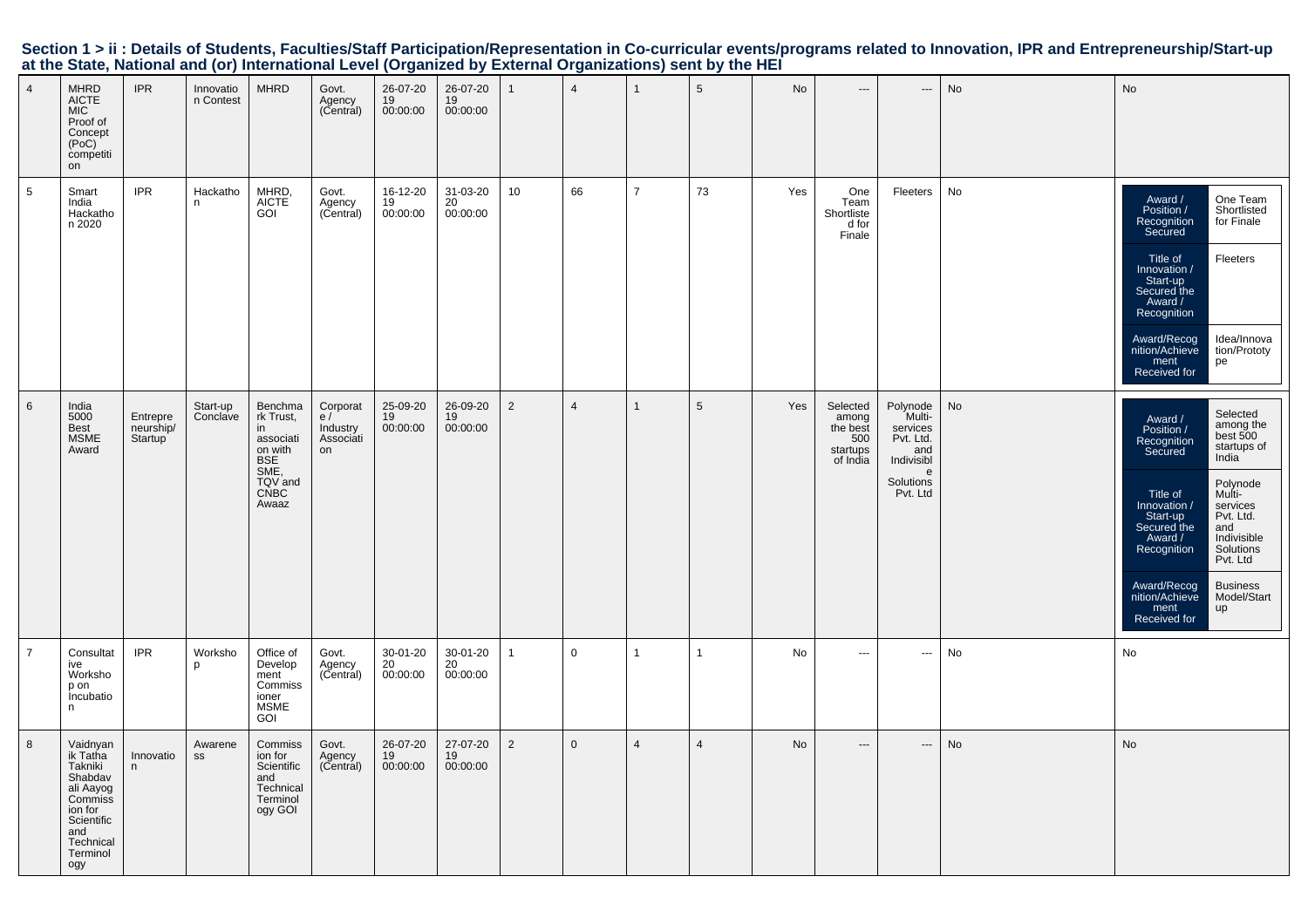## Section 1 > ii : Details of Students, Faculties/Staff Participation/Representation in Co-curricular events/programs related to Innovation, IPR and Entrepreneurship/Start-up at the State, National and (or) International Level (Organized by External Organizations) sent by the HEI

| | | | | | | | | | | | | | | | | |
|---|---|---|---|---|---|---|---|---|---|---|---|---|---|---|---|---|
| 4 | MHRD AICTE MIC Proof of Concept (PoC) competition | IPR | Innovation Contest | MHRD | Govt. Agency (Central) | 26-07-2019 00:00:00 | 26-07-2019 00:00:00 | 1 | 4 | 1 | 5 | No | --- | --- | No | No |
| 5 | Smart India Hackathon 2020 | IPR | Hackathon | MHRD, AICTE GOI | Govt. Agency (Central) | 16-12-2019 00:00:00 | 31-03-2020 00:00:00 | 10 | 66 | 7 | 73 | Yes | One Team Shortlisted for Finale | Fleeters | No | Award / Position / Recognition Secured: One Team Shortlisted for Finale; Title of Innovation / Start-up Secured the Award / Recognition: Fleeters; Award/Recognition/Achievement Received for: Idea/Innovation/Prototype |
| 6 | India 5000 Best MSME Award | Entrepreneurship/ Startup | Start-up Conclave | Benchmark Trust, in association with BSE SME, TQV and CNBC Awaaz | Corporate / Industry Association | 25-09-2019 00:00:00 | 26-09-2019 00:00:00 | 2 | 4 | 1 | 5 | Yes | Selected among the best 500 startups of India | Polynode Multi-services Pvt. Ltd. and Indivisible Solutions Pvt. Ltd | No | Award / Position / Recognition Secured: Selected among the best 500 startups of India; Title of Innovation / Start-up Secured the Award / Recognition: Polynode Multi-services Pvt. Ltd. and Indivisible Solutions Pvt. Ltd; Award/Recognition/Achievement Received for: Business Model/Startup |
| 7 | Consultative Workshop on Incubation | IPR | Workshop | Office of Development Commissioner MSME GOI | Govt. Agency (Central) | 30-01-2020 00:00:00 | 30-01-2020 00:00:00 | 1 | 0 | 1 | 1 | No | --- | --- | No | No |
| 8 | Vaidnyanik Tatha Takniki Shabdavali Aayog Commission for Scientific and Technical Terminology | Innovation | Awareness | Commission for Scientific and Technical Terminology GOI | Govt. Agency (Central) | 26-07-2019 00:00:00 | 27-07-2019 00:00:00 | 2 | 0 | 4 | 4 | No | --- | --- | No | No |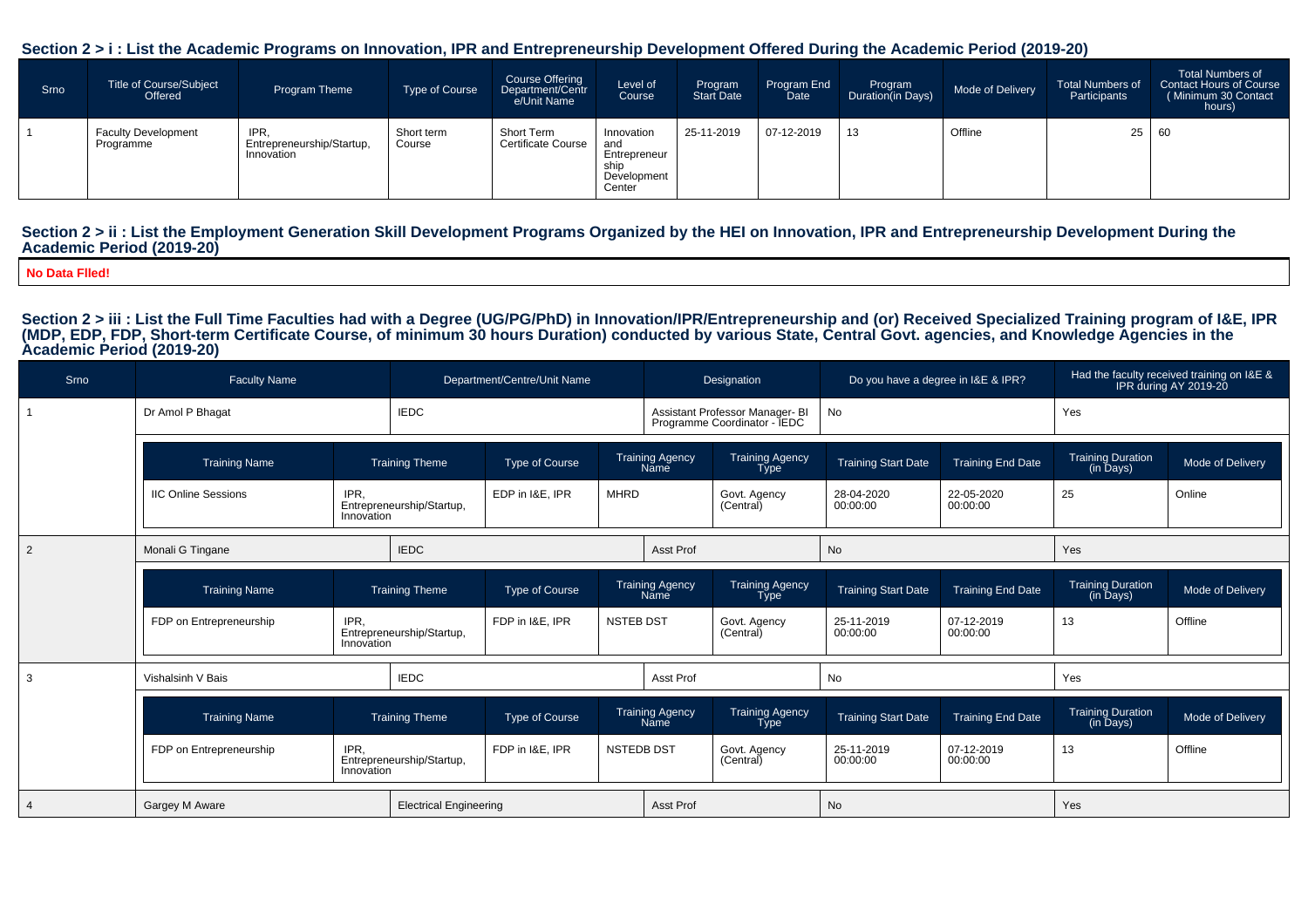## Section 2 > i : List the Academic Programs on Innovation, IPR and Entrepreneurship Development Offered During the Academic Period (2019-20)

| Srno | Title of Course/Subject Offered | Program Theme | Type of Course | Course Offering Department/Centre/Unit Name | Level of Course | Program Start Date | Program End Date | Program Duration(in Days) | Mode of Delivery | Total Numbers of Participants | Total Numbers of Contact Hours of Course ( Minimum 30 Contact hours) |
|---|---|---|---|---|---|---|---|---|---|---|---|
| 1 | Faculty Development Programme | IPR, Entrepreneurship/Startup, Innovation | Short term Course | Short Term Certificate Course | Innovation and Entrepreneurship Development Center | 25-11-2019 | 07-12-2019 | 13 | Offline | 25 | 60 |

## Section 2 > ii : List the Employment Generation Skill Development Programs Organized by the HEI on Innovation, IPR and Entrepreneurship Development During the Academic Period (2019-20)

**No Data FIled!**

## Section 2 > iii : List the Full Time Faculties had with a Degree (UG/PG/PhD) in Innovation/IPR/Entrepreneurship and (or) Received Specialized Training program of I&E, IPR (MDP, EDP, FDP, Short-term Certificate Course, of minimum 30 hours Duration) conducted by various State, Central Govt. agencies, and Knowledge Agencies in the Academic Period (2019-20)

| Srno | Faculty Name | Department/Centre/Unit Name | Designation | Do you have a degree in I&E & IPR? | Had the faculty received training on I&E & IPR during AY 2019-20 |
|---|---|---|---|---|---|
| 1 | Dr Amol P Bhagat | IEDC | Assistant Professor Manager- BI Programme Coordinator - IEDC | No | Yes |

| Training Name | Training Theme | Type of Course | Training Agency Name | Training Agency Type | Training Start Date | Training End Date | Training Duration (in Days) | Mode of Delivery |
|---|---|---|---|---|---|---|---|---|
| IIC Online Sessions | IPR, Entrepreneurship/Startup, Innovation | EDP in I&E, IPR | MHRD | Govt. Agency (Central) | 28-04-2020 00:00:00 | 22-05-2020 00:00:00 | 25 | Online |

| Srno | Faculty Name | Department/Centre/Unit Name | Designation | Do you have a degree in I&E & IPR? | Had the faculty received training on I&E & IPR during AY 2019-20 |
|---|---|---|---|---|---|
| 2 | Monali G Tingane | IEDC | Asst Prof | No | Yes |

| Training Name | Training Theme | Type of Course | Training Agency Name | Training Agency Type | Training Start Date | Training End Date | Training Duration (in Days) | Mode of Delivery |
|---|---|---|---|---|---|---|---|---|
| FDP on Entrepreneurship | IPR, Entrepreneurship/Startup, Innovation | FDP in I&E, IPR | NSTEB DST | Govt. Agency (Central) | 25-11-2019 00:00:00 | 07-12-2019 00:00:00 | 13 | Offline |

| Srno | Faculty Name | Department/Centre/Unit Name | Designation | Do you have a degree in I&E & IPR? | Had the faculty received training on I&E & IPR during AY 2019-20 |
|---|---|---|---|---|---|
| 3 | Vishalsinh V Bais | IEDC | Asst Prof | No | Yes |

| Training Name | Training Theme | Type of Course | Training Agency Name | Training Agency Type | Training Start Date | Training End Date | Training Duration (in Days) | Mode of Delivery |
|---|---|---|---|---|---|---|---|---|
| FDP on Entrepreneurship | IPR, Entrepreneurship/Startup, Innovation | FDP in I&E, IPR | NSTEDB DST | Govt. Agency (Central) | 25-11-2019 00:00:00 | 07-12-2019 00:00:00 | 13 | Offline |

| Srno | Faculty Name | Department/Centre/Unit Name | Designation | Do you have a degree in I&E & IPR? | Had the faculty received training on I&E & IPR during AY 2019-20 |
|---|---|---|---|---|---|
| 4 | Gargey M Aware | Electrical Engineering | Asst Prof | No | Yes |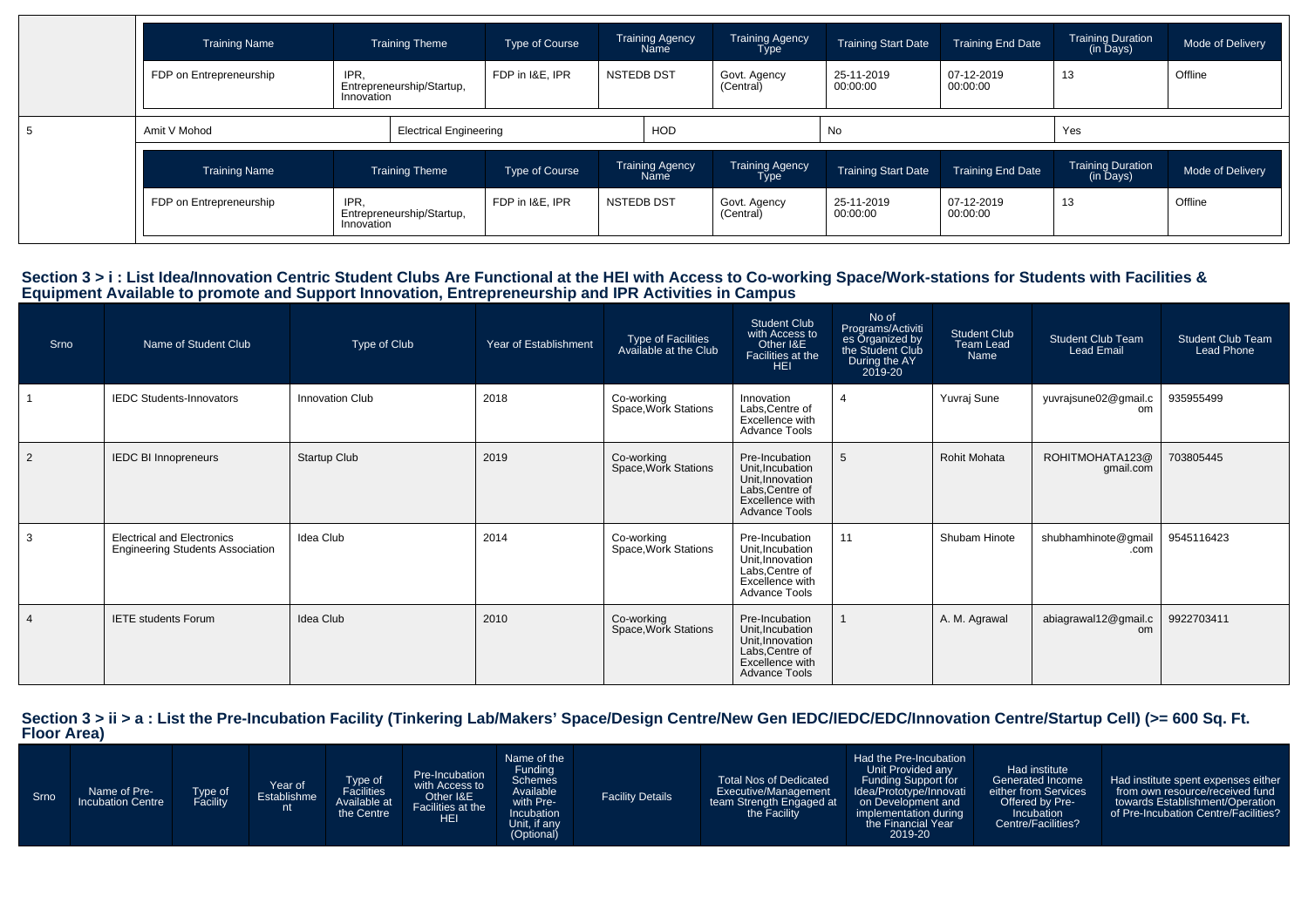| Training Name | Training Theme | Type of Course | Training Agency Name | Training Agency Type | Training Start Date | Training End Date | Training Duration (in Days) | Mode of Delivery |
|---|---|---|---|---|---|---|---|---|
| FDP on Entrepreneurship | IPR, Entrepreneurship/Startup, Innovation | FDP in I&E, IPR | NSTEDB DST | Govt. Agency (Central) | 25-11-2019 00:00:00 | 07-12-2019 00:00:00 | 13 | Offline |

| 5 | Amit V Mohod | Electrical Engineering | HOD | No | Yes |
|---|---|---|---|---|---|

| Training Name | Training Theme | Type of Course | Training Agency Name | Training Agency Type | Training Start Date | Training End Date | Training Duration (in Days) | Mode of Delivery |
|---|---|---|---|---|---|---|---|---|
| FDP on Entrepreneurship | IPR, Entrepreneurship/Startup, Innovation | FDP in I&E, IPR | NSTEDB DST | Govt. Agency (Central) | 25-11-2019 00:00:00 | 07-12-2019 00:00:00 | 13 | Offline |

## Section 3 > i : List Idea/Innovation Centric Student Clubs Are Functional at the HEI with Access to Co-working Space/Work-stations for Students with Facilities & Equipment Available to promote and Support Innovation, Entrepreneurship and IPR Activities in Campus

| Srno | Name of Student Club | Type of Club | Year of Establishment | Type of Facilities Available at the Club | Student Club with Access to Other I&E Facilities at the HEI | No of Programs/Activities Organized by the Student Club During the AY 2019-20 | Student Club Team Lead Name | Student Club Team Lead Email | Student Club Team Lead Phone |
|---|---|---|---|---|---|---|---|---|---|
| 1 | IEDC Students-Innovators | Innovation Club | 2018 | Co-working Space,Work Stations | Innovation Labs,Centre of Excellence with Advance Tools | 4 | Yuvraj Sune | yuvrajsune02@gmail.com | 935955499 |
| 2 | IEDC BI Innopreneurs | Startup Club | 2019 | Co-working Space,Work Stations | Pre-Incubation Unit,Incubation Unit,Innovation Labs,Centre of Excellence with Advance Tools | 5 | Rohit Mohata | ROHITMOHATA123@gmail.com | 703805445 |
| 3 | Electrical and Electronics Engineering Students Association | Idea Club | 2014 | Co-working Space,Work Stations | Pre-Incubation Unit,Incubation Unit,Innovation Labs,Centre of Excellence with Advance Tools | 11 | Shubam Hinote | shubhamhinote@gmail.com | 9545116423 |
| 4 | IETE students Forum | Idea Club | 2010 | Co-working Space,Work Stations | Pre-Incubation Unit,Incubation Unit,Innovation Labs,Centre of Excellence with Advance Tools | 1 | A. M. Agrawal | abiagrawal12@gmail.com | 9922703411 |

## Section 3 > ii > a : List the Pre-Incubation Facility (Tinkering Lab/Makers' Space/Design Centre/New Gen IEDC/IEDC/EDC/Innovation Centre/Startup Cell) (>= 600 Sq. Ft. Floor Area)

| Srno | Name of Pre-Incubation Centre | Type of Facility | Year of Establishment | Type of Facilities Available at the Centre | Pre-Incubation with Access to Other I&E Facilities at the HEI | Name of the Funding Schemes Available with Pre-Incubation Unit, if any (Optional) | Facility Details | Total Nos of Dedicated Executive/Management team Strength Engaged at the Facility | Had the Pre-Incubation Unit Provided any Funding Support for Idea/Prototype/Innovation on Development and implementation during the Financial Year 2019-20 | Had institute Generated Income either from Services Offered by Pre-Incubation Centre/Facilities? | Had institute spent expenses either from own resource/received fund towards Establishment/Operation of Pre-Incubation Centre/Facilities? |
|---|---|---|---|---|---|---|---|---|---|---|---|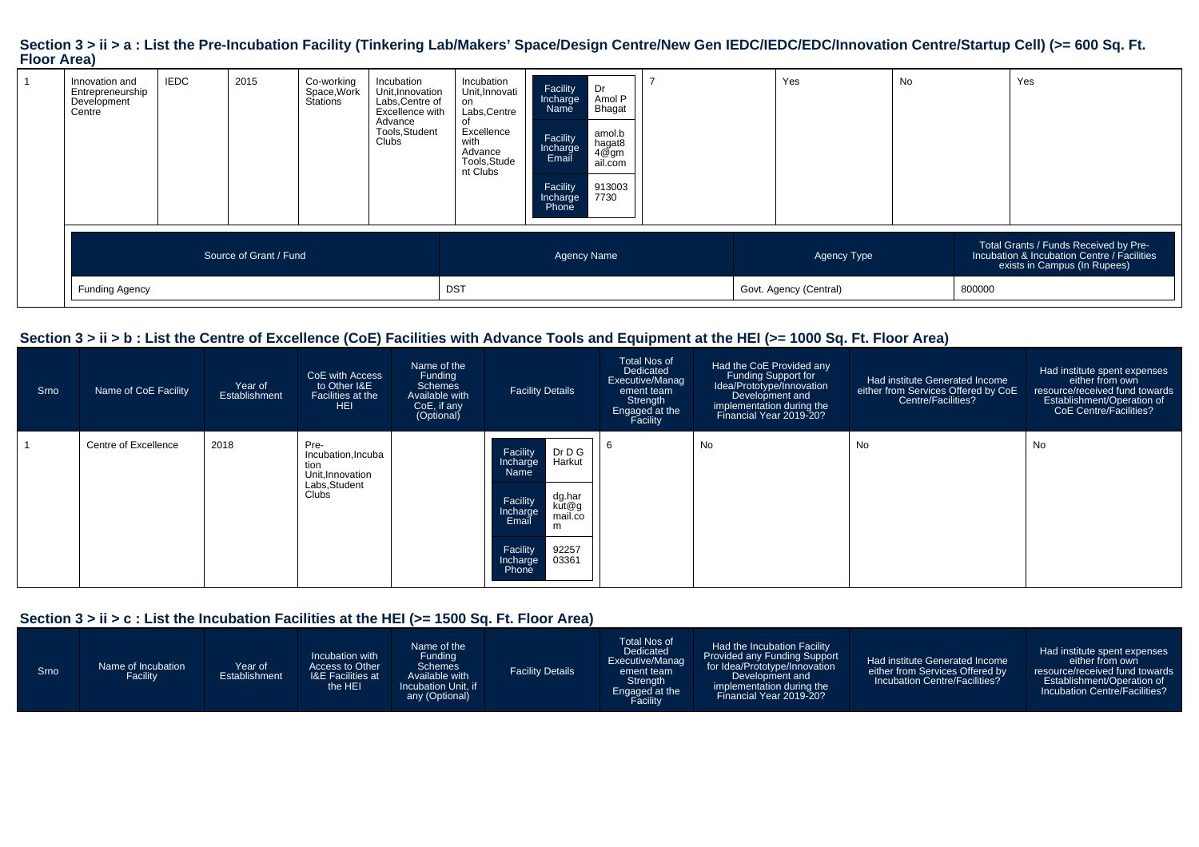## Section 3 > ii > a : List the Pre-Incubation Facility (Tinkering Lab/Makers' Space/Design Centre/New Gen IEDC/IEDC/EDC/Innovation Centre/Startup Cell) (>= 600 Sq. Ft. Floor Area)

| | | | | | | | | | | | |
|---|---|---|---|---|---|---|---|---|---|---|---|
| 1 | Innovation and Entrepreneurship Development Centre | IEDC | 2015 | Co-working Space,Work Stations | Incubation Unit,Innovation Labs,Centre of Excellence with Advance Tools,Student Clubs | Incubation Unit,Innovation Labs,Centre of Excellence with Advance Tools,Student Clubs | Facility Incharge Name: Dr Amol P Bhagat; Facility Incharge Email: amol.bhagat84@gmail.com; Facility Incharge Phone: 9130037730 | 7 | Yes | No | Yes |

| Source of Grant / Fund | Agency Name | Agency Type | Total Grants / Funds Received by Pre-Incubation & Incubation Centre / Facilities exists in Campus (In Rupees) |
|---|---|---|---|
| Funding Agency | DST | Govt. Agency (Central) | 800000 |

## Section 3 > ii > b : List the Centre of Excellence (CoE) Facilities with Advance Tools and Equipment at the HEI (>= 1000 Sq. Ft. Floor Area)

| Srno | Name of CoE Facility | Year of Establishment | CoE with Access to Other I&E Facilities at the HEI | Name of the Funding Schemes Available with CoE, if any (Optional) | Facility Details | Total Nos of Dedicated Executive/Management team Strength Engaged at the Facility | Had the CoE Provided any Funding Support for Idea/Prototype/Innovation Development and implementation during the Financial Year 2019-20? | Had institute Generated Income either from Services Offered by CoE Centre/Facilities? | Had institute spent expenses either from own resource/received fund towards Establishment/Operation of CoE Centre/Facilities? |
|---|---|---|---|---|---|---|---|---|---|
| 1 | Centre of Excellence | 2018 | Pre-Incubation,Incubation Unit,Innovation Labs,Student Clubs | | Facility Incharge Name: Dr D G Harkut; Facility Incharge Email: dg.harkut@gmail.com; Facility Incharge Phone: 9225703361 | 6 | No | No | No |

## Section 3 > ii > c : List the Incubation Facilities at the HEI (>= 1500 Sq. Ft. Floor Area)

| Srno | Name of Incubation Facility | Year of Establishment | Incubation with Access to Other I&E Facilities at the HEI | Name of the Funding Schemes Available with Incubation Unit, if any (Optional) | Facility Details | Total Nos of Dedicated Executive/Management team Strength Engaged at the Facility | Had the Incubation Facility Provided any Funding Support for Idea/Prototype/Innovation Development and implementation during the Financial Year 2019-20? | Had institute Generated Income either from Services Offered by Incubation Centre/Facilities? | Had institute spent expenses either from own resource/received fund towards Establishment/Operation of Incubation Centre/Facilities? |
|---|---|---|---|---|---|---|---|---|---|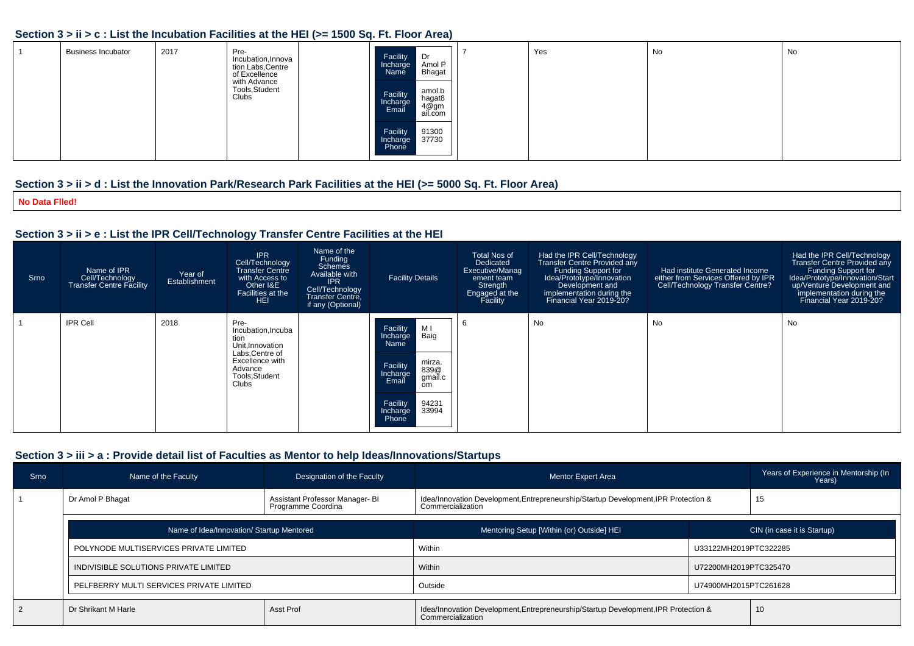## Section 3 > ii > c : List the Incubation Facilities at the HEI (>= 1500 Sq. Ft. Floor Area)

| | | | | | | | | | |
|---|---|---|---|---|---|---|---|---|---|
| 1 | Business Incubator | 2017 | Pre-Incubation,Innovation Labs,Centre of Excellence with Advance Tools,Student Clubs | | Facility Incharge Name: Dr Amol P Bhagat; Facility Incharge Email: amol.bhagat84@gmail.com; Facility Incharge Phone: 9130037730 | 7 | Yes | No | No |

## Section 3 > ii > d : List the Innovation Park/Research Park Facilities at the HEI (>= 5000 Sq. Ft. Floor Area)

**No Data Flled!**

## Section 3 > ii > e : List the IPR Cell/Technology Transfer Centre Facilities at the HEI

| Srno | Name of IPR Cell/Technology Transfer Centre Facility | Year of Establishment | IPR Cell/Technology Transfer Centre with Access to Other I&E Facilities at the HEI | Name of the Funding Schemes Available with IPR Cell/Technology Transfer Centre, if any (Optional) | Facility Details | Total Nos of Dedicated Executive/Management team Strength Engaged at the Facility | Had the IPR Cell/Technology Transfer Centre Provided any Funding Support for Idea/Prototype/Innovation Development and implementation during the Financial Year 2019-20? | Had institute Generated Income either from Services Offered by IPR Cell/Technology Transfer Centre? | Had the IPR Cell/Technology Transfer Centre Provided any Funding Support for Idea/Prototype/Innovation/Start up/Venture Development and implementation during the Financial Year 2019-20? |
|---|---|---|---|---|---|---|---|---|---|
| 1 | IPR Cell | 2018 | Pre-Incubation,Incubation Unit,Innovation Labs,Centre of Excellence with Advance Tools,Student Clubs | | Facility Incharge Name: M I Baig; Facility Incharge Email: mirza.839@gmail.com; Facility Incharge Phone: 9423133994 | 6 | No | No | No |

## Section 3 > iii > a : Provide detail list of Faculties as Mentor to help Ideas/Innovations/Startups

| Srno | Name of the Faculty | Designation of the Faculty | Mentor Expert Area | Years of Experience in Mentorship (In Years) |
|---|---|---|---|---|
| 1 | Dr Amol P Bhagat | Assistant Professor Manager- BI Programme Coordina | Idea/Innovation Development,Entrepreneurship/Startup Development,IPR Protection & Commercialization | 15 |

| Name of Idea/Innovation/ Startup Mentored | Mentoring Setup [Within (or) Outside] HEI | CIN (in case it is Startup) |
|---|---|---|
| POLYNODE MULTISERVICES PRIVATE LIMITED | Within | U33122MH2019PTC322285 |
| INDIVISIBLE SOLUTIONS PRIVATE LIMITED | Within | U72200MH2019PTC325470 |
| PELFBERRY MULTI SERVICES PRIVATE LIMITED | Outside | U74900MH2015PTC261628 |

| Srno | Name of the Faculty | Designation of the Faculty | Mentor Expert Area | Years of Experience in Mentorship (In Years) |
|---|---|---|---|---|
| 2 | Dr Shrikant M Harle | Asst Prof | Idea/Innovation Development,Entrepreneurship/Startup Development,IPR Protection & Commercialization | 10 |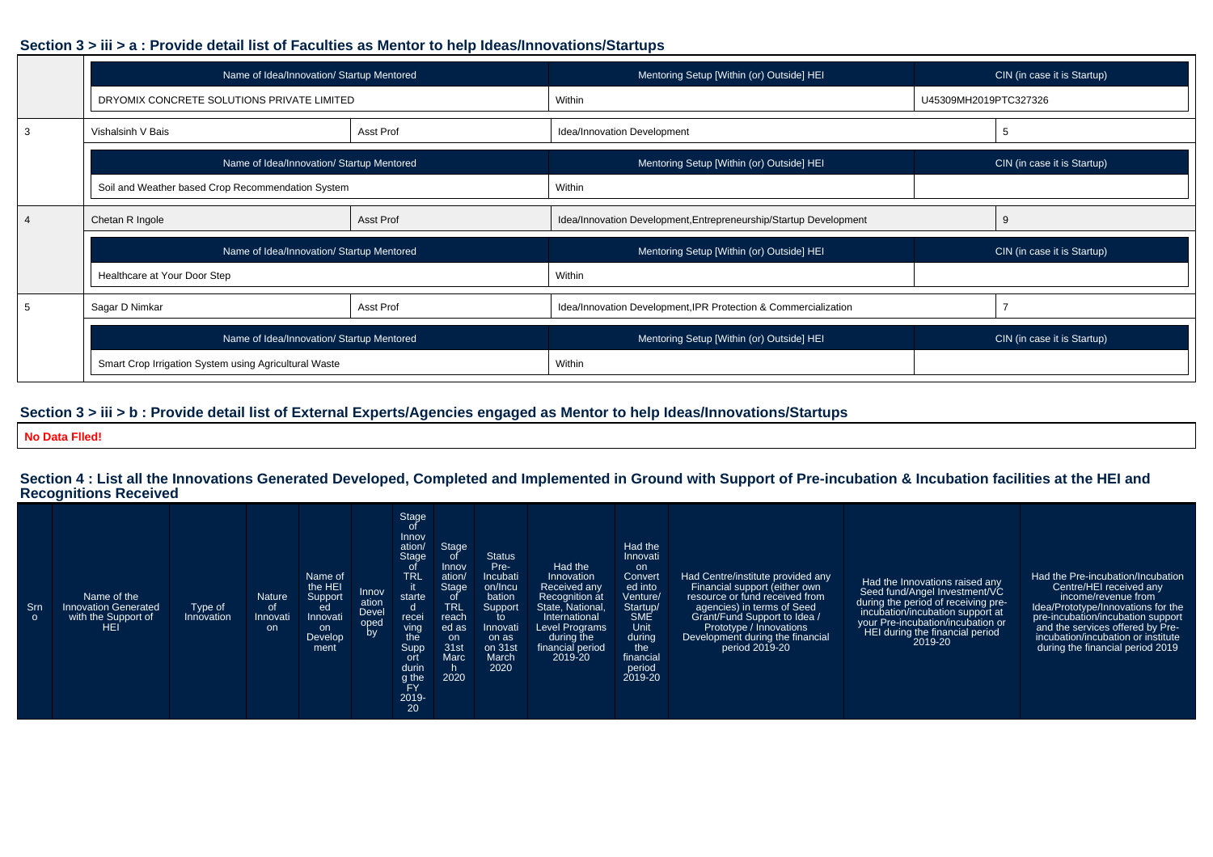### Section 3 > iii > a : Provide detail list of Faculties as Mentor to help Ideas/Innovations/Startups

| | Name of Idea/Innovation/ Startup Mentored | | Mentoring Setup [Within (or) Outside] HEI | CIN (in case it is Startup) |
|---|---|---|---|---|
| | DRYOMIX CONCRETE SOLUTIONS PRIVATE LIMITED | | Within | U45309MH2019PTC327326 |
| 3 | Vishalsinh V Bais | Asst Prof | Idea/Innovation Development | 5 |
| | Name of Idea/Innovation/ Startup Mentored | | Mentoring Setup [Within (or) Outside] HEI | CIN (in case it is Startup) |
| | Soil and Weather based Crop Recommendation System | | Within | |
| 4 | Chetan R Ingole | Asst Prof | Idea/Innovation Development,Entrepreneurship/Startup Development | 9 |
| | Name of Idea/Innovation/ Startup Mentored | | Mentoring Setup [Within (or) Outside] HEI | CIN (in case it is Startup) |
| | Healthcare at Your Door Step | | Within | |
| 5 | Sagar D Nimkar | Asst Prof | Idea/Innovation Development,IPR Protection & Commercialization | 7 |
| | Name of Idea/Innovation/ Startup Mentored | | Mentoring Setup [Within (or) Outside] HEI | CIN (in case it is Startup) |
| | Smart Crop Irrigation System using Agricultural Waste | | Within | |

### Section 3 > iii > b : Provide detail list of External Experts/Agencies engaged as Mentor to help Ideas/Innovations/Startups

**No Data FIled!**

### Section 4 : List all the Innovations Generated Developed, Completed and Implemented in Ground with Support of Pre-incubation & Incubation facilities at the HEI and Recognitions Received

| Srno | Name of the Innovation Generated with the Support of HEI | Type of Innovation | Nature of Innovation | Name of the HEI Supported Innovation Development | Innovation Developed by | Stage of Innovation/ Stage of TRL it started receiving the Support during the FY 2019-20 | Stage of Innovation/ Stage of TRL reached as on 31st March 2020 | Status Pre-Incubation/Incubation Support to Innovation as on 31st March 2020 | Had the Innovation Received any Recognition at State, National, International Level Programs during the financial period 2019-20 | Had the Innovation Converted into Venture/ Startup/ SME Unit during the financial period 2019-20 | Had Centre/institute provided any Financial support (either own resource or fund received from agencies) in terms of Seed Grant/Fund Support to Idea / Prototype / Innovations Development during the financial period 2019-20 | Had the Innovations raised any Seed fund/Angel Investment/VC during the period of receiving pre-incubation/incubation support at your Pre-incubation/incubation or HEI during the financial period 2019-20 | Had the Pre-incubation/Incubation Centre/HEI received any income/revenue from Idea/Prototype/Innovations for the pre-incubation/incubation support and the services offered by Pre-incubation/incubation or institute during the financial period 2019 |
|---|---|---|---|---|---|---|---|---|---|---|---|---|---|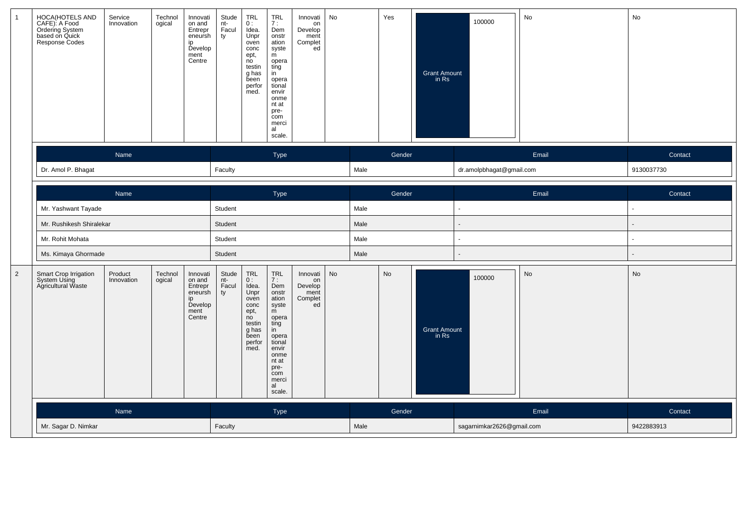| 1 | HOCA(HOTELS AND CAFE): A Food Ordering System based on Quick Response Codes | Service Innovation | Technological | Innovation and Entrepreneurship Development Centre | Student-Faculty | TRL 0 : Idea. Unproven concept, no testing has been performed. | TRL 7 : Demonstration system operating in operational environment at pre-commercial scale. | Innovation Development Completed | No | Yes | Grant Amount in Rs | 100000 | No | No |
|---|---|---|---|---|---|---|---|---|---|---|---|---|---|---|

| Name | Type | Gender | Email | Contact |
|---|---|---|---|---|
| Dr. Amol P. Bhagat | Faculty | Male | dr.amolpbhagat@gmail.com | 9130037730 |

| Name | Type | Gender | Email | Contact |
|---|---|---|---|---|
| Mr. Yashwant Tayade | Student | Male | - | - |
| Mr. Rushikesh Shiralekar | Student | Male | - | - |
| Mr. Rohit Mohata | Student | Male | - | - |
| Ms. Kimaya Ghormade | Student | Male | - | - |

| 2 | Smart Crop Irrigation System Using Agricultural Waste | Product Innovation | Technological | Innovation and Entrepreneurship Development Centre | Student-Faculty | TRL 0 : Idea. Unproven concept, no testing has been performed. | TRL 7 : Demonstration system operating in operational environment at pre-commercial scale. | Innovation Development Completed | No | No | Grant Amount in Rs | 100000 | No | No |
|---|---|---|---|---|---|---|---|---|---|---|---|---|---|---|

| Name | Type | Gender | Email | Contact |
|---|---|---|---|---|
| Mr. Sagar D. Nimkar | Faculty | Male | sagarnimkar2626@gmail.com | 9422883913 |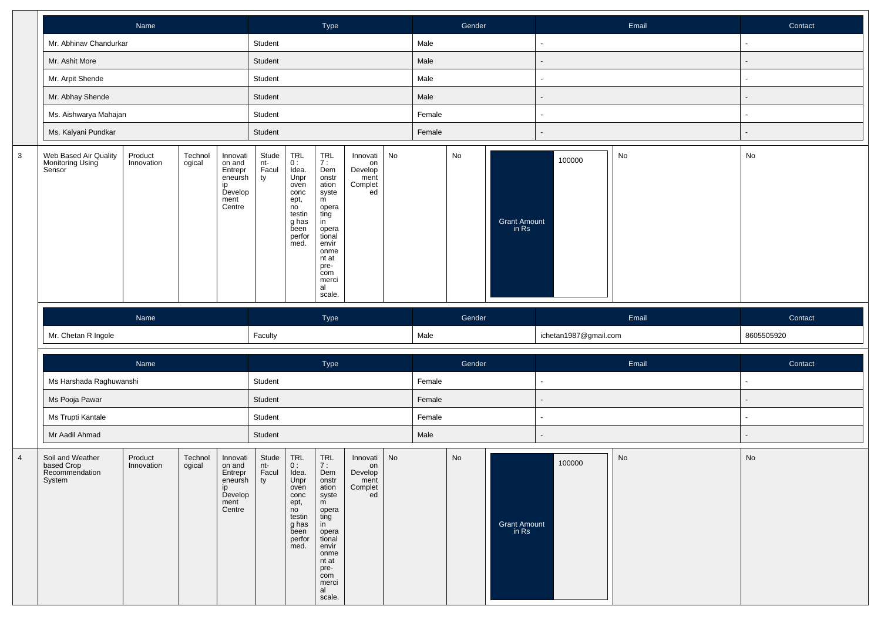| Name | Type | Gender | Email | Contact |
|---|---|---|---|---|
| Mr. Abhinav Chandurkar | Student | Male | - | - |
| Mr. Ashit More | Student | Male | - | - |
| Mr. Arpit Shende | Student | Male | - | - |
| Mr. Abhay Shende | Student | Male | - | - |
| Ms. Aishwarya Mahajan | Student | Female | - | - |
| Ms. Kalyani Pundkar | Student | Female | - | - |

| 3 | Web Based Air Quality Monitoring Using Sensor | Product Innovation | Technological | Innovation and Entrepreneurship Development Centre | Student-Faculty | TRL 0 : Idea. Unproven concept, no testing has been performed. | TRL 7 : Demonstration system operating in operational environment at pre-commercial scale. | Innovation Development Completed | No | No | Grant Amount in Rs | 100000 | No | No |
|---|---|---|---|---|---|---|---|---|---|---|---|---|---|---|

| Name | Type | Gender | Email | Contact |
|---|---|---|---|---|
| Mr. Chetan R Ingole | Faculty | Male | ichetan1987@gmail.com | 8605505920 |

| Name | Type | Gender | Email | Contact |
|---|---|---|---|---|
| Ms Harshada Raghuwanshi | Student | Female | - | - |
| Ms Pooja Pawar | Student | Female | - | - |
| Ms Trupti Kantale | Student | Female | - | - |
| Mr Aadil Ahmad | Student | Male | - | - |

| 4 | Soil and Weather based Crop Recommendation System | Product Innovation | Technological | Innovation and Entrepreneurship Development Centre | Student-Faculty | TRL 0 : Idea. Unproven concept, no testing has been performed. | TRL 7 : Demonstration system operating in operational environment at pre-commercial scale. | Innovation Development Completed | No | No | Grant Amount in Rs | 100000 | No | No |
|---|---|---|---|---|---|---|---|---|---|---|---|---|---|---|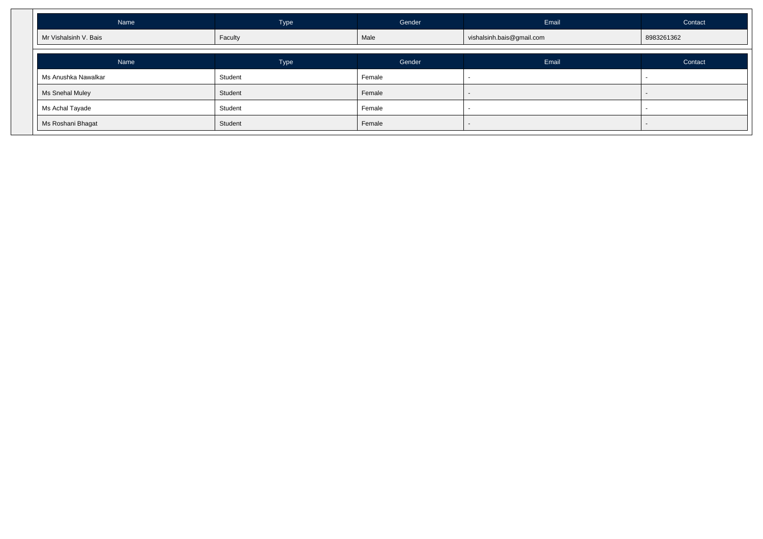| Name | Type | Gender | Email | Contact |
|---|---|---|---|---|
| Mr Vishalsinh V. Bais | Faculty | Male | vishalsinh.bais@gmail.com | 8983261362 |

| Name | Type | Gender | Email | Contact |
|---|---|---|---|---|
| Ms Anushka Nawalkar | Student | Female | - | - |
| Ms Snehal Muley | Student | Female | - | - |
| Ms Achal Tayade | Student | Female | - | - |
| Ms Roshani Bhagat | Student | Female | - | - |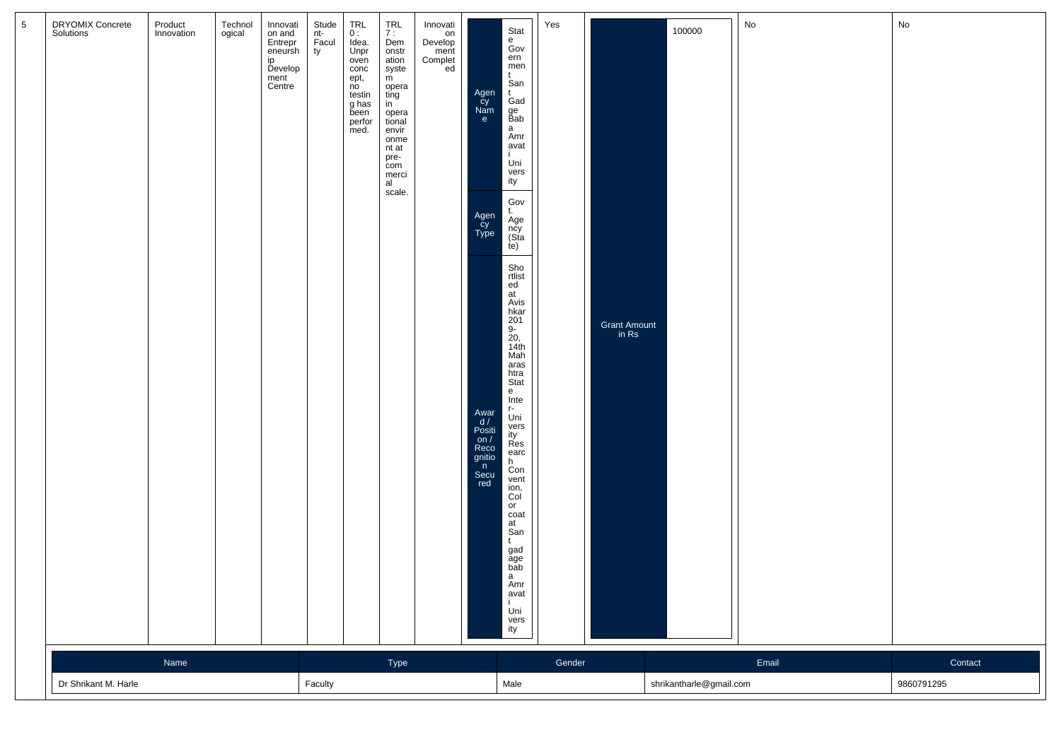| 5 | DRYOMIX Concrete Solutions | Product Innovation | Technological | Innovation and Entrepreneurship Development Centre | Student-Faculty | TRL 0 : Idea. Unproven concept, no testing has been performed. | TRL 7 : Demonstration system operating in operational environment at pre-commercial scale. | Innovation Development Completed | Agency Name: State Government Sant Gadge Baba Amravati University; Agency Type: Govt. Agency (State); Award / Position / Recognition Secured: Shortlisted at Avishkar 2019-20, 14th Maharashtra State Inter-University Research Convention, Color coat at Sant gadge baba Amravati University | Yes | Grant Amount in Rs: 100000 | No | No |
|---|---|---|---|---|---|---|---|---|---|---|---|---|---|

| Name | Type | Gender | Email | Contact |
|---|---|---|---|---|
| Dr Shrikant M. Harle | Faculty | Male | shrikantharle@gmail.com | 9860791295 |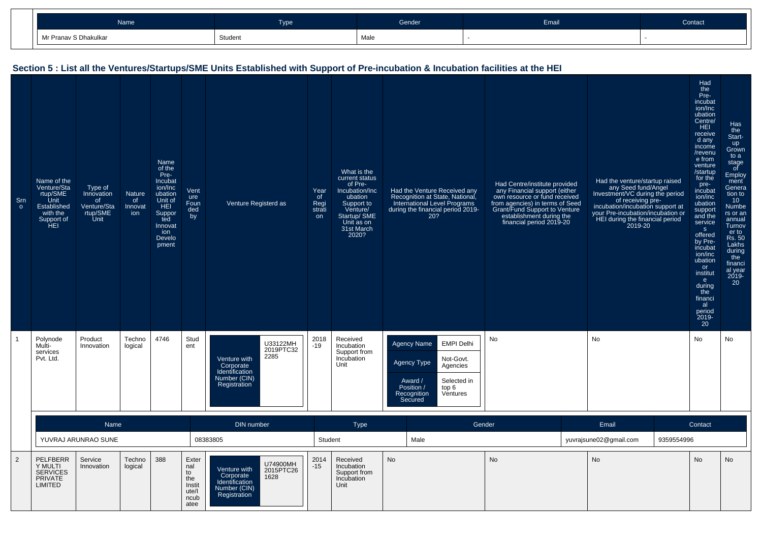| Name | Type | Gender | Email | Contact |
|---|---|---|---|---|
| Mr Pranav S Dhakulkar | Student | Male | - | - |

## Section 5 : List all the Ventures/Startups/SME Units Established with Support of Pre-incubation & Incubation facilities at the HEI

| Srno | Name of the Venture/Startup/SME Unit Established with the Support of HEI | Type of Innovation of Venture/Startup/SME Unit | Nature of Innovation | Name of the Pre-Incubation/Incubation Unit of HEI Supported Innovation Development | Venture Founded by | Venture Registerd as | Year of Registration | What is the current status of Pre-Incubation/Incubation Support to Venture/Startup/ SME Unit as on 31st March 2020? | Had the Venture Received any Recognition at State, National, International Level Programs during the financial period 2019-20? | Had Centre/institute provided any Financial support (either own resource or fund received from agencies) in terms of Seed Grant/Fund Support to Venture establishment during the financial period 2019-20 | Had the venture/startup raised any Seed fund/Angel Investment/VC during the period of receiving pre-incubation/incubation support at your Pre-incubation/incubation or HEI during the financial period 2019-20 | Had the Pre-incubation/Incubation Centre/HEI received any income /revenue from venture /startup for the pre-incubation/incubation support and the services offered by Pre-incubation/incubation or institute during the financial period 2019-20 | Has the Start-up Grown to a stage of Employment Generation to 10 Numbers or an annual Turnover to Rs. 50 Lakhs during the financial year 2019-20 |
|---|---|---|---|---|---|---|---|---|---|---|---|---|---|
| 1 | Polynode Multi-services Pvt. Ltd. | Product Innovation | Technological | 4746 | Student | Venture with Corporate Identification Number (CIN) Registration: U33122MH2019PTC322285 | 2018-19 | Received Incubation Support from Incubation Unit | Agency Name: EMPI Delhi; Agency Type: Not-Govt. Agencies; Award / Position / Recognition Secured: Selected in top 6 Ventures | No | No | No | No |
| 2 | PELFBERRY MULTI SERVICES PRIVATE LIMITED | Service Innovation | Technological | 388 | External to the Institute/Incubatee | Venture with Corporate Identification Number (CIN) Registration: U74900MH2015PTC261628 | 2014-15 | Received Incubation Support from Incubation Unit | No | No | No | No | No |

Founder details for venture 1:

| Name | DIN number | Type | Gender | Email | Contact |
|---|---|---|---|---|---|
| YUVRAJ ARUNRAO SUNE | 08383805 | Student | Male | yuvrajsune02@gmail.com | 9359554996 |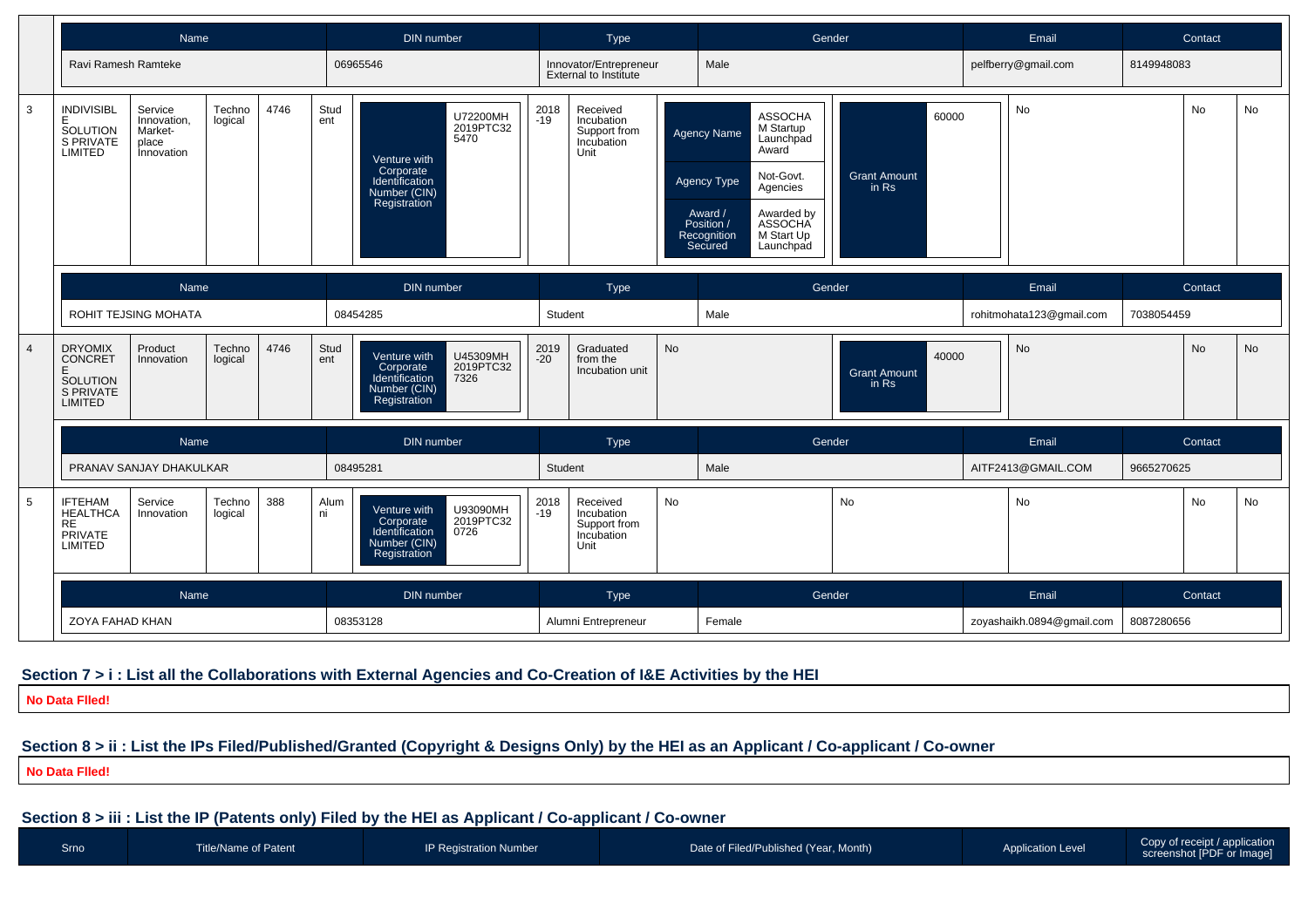| Name | DIN number | Type | Gender | Email | Contact |
|---|---|---|---|---|---|
| Ravi Ramesh Ramteke | 06965546 | Innovator/Entrepreneur External to Institute | Male | pelfberry@gmail.com | 8149948083 |

| | | | | | | | | | | | | | |
|---|---|---|---|---|---|---|---|---|---|---|---|---|---|
| 3 | INDIVISIBLE SOLUTIONS PRIVATE LIMITED | Service Innovation, Market-place Innovation | Technological | 4746 | Student | Venture with Corporate Identification Number (CIN) Registration: U72200MH2019PTC325470 | 2018-19 | Received Incubation Support from Incubation Unit | Agency Name: ASSOCHAM Startup Launchpad Award; Agency Type: Not-Govt. Agencies; Award / Position / Recognition Secured: Awarded by ASSOCHAM Start Up Launchpad | Grant Amount in Rs: 60000 | No | No | No |

| Name | DIN number | Type | Gender | Email | Contact |
|---|---|---|---|---|---|
| ROHIT TEJSING MOHATA | 08454285 | Student | Male | rohitmohata123@gmail.com | 7038054459 |

| | | | | | | | | | | | | | |
|---|---|---|---|---|---|---|---|---|---|---|---|---|---|
| 4 | DRYOMIX CONCRETE SOLUTIONS PRIVATE LIMITED | Product Innovation | Technological | 4746 | Student | Venture with Corporate Identification Number (CIN) Registration: U45309MH2019PTC327326 | 2019-20 | Graduated from the Incubation unit | No | Grant Amount in Rs: 40000 | No | No | No |

| Name | DIN number | Type | Gender | Email | Contact |
|---|---|---|---|---|---|
| PRANAV SANJAY DHAKULKAR | 08495281 | Student | Male | AITF2413@GMAIL.COM | 9665270625 |

| | | | | | | | | | | | | | |
|---|---|---|---|---|---|---|---|---|---|---|---|---|---|
| 5 | IFTEHAM HEALTHCARE PRIVATE LIMITED | Service Innovation | Technological | 388 | Alumni | Venture with Corporate Identification Number (CIN) Registration: U93090MH2019PTC320726 | 2018-19 | Received Incubation Support from Incubation Unit | No | No | No | No | No |

| Name | DIN number | Type | Gender | Email | Contact |
|---|---|---|---|---|---|
| ZOYA FAHAD KHAN | 08353128 | Alumni Entrepreneur | Female | zoyashaikh.0894@gmail.com | 8087280656 |

### Section 7 > i : List all the Collaborations with External Agencies and Co-Creation of I&E Activities by the HEI

**No Data FIled!**

### Section 8 > ii : List the IPs Filed/Published/Granted (Copyright & Designs Only) by the HEI as an Applicant / Co-applicant / Co-owner

**No Data FIled!**

### Section 8 > iii : List the IP (Patents only) Filed by the HEI as Applicant / Co-applicant / Co-owner

| Srno | Title/Name of Patent | IP Registration Number | Date of Filed/Published (Year, Month) | Application Level | Copy of receipt / application screenshot [PDF or Image] |
|---|---|---|---|---|---|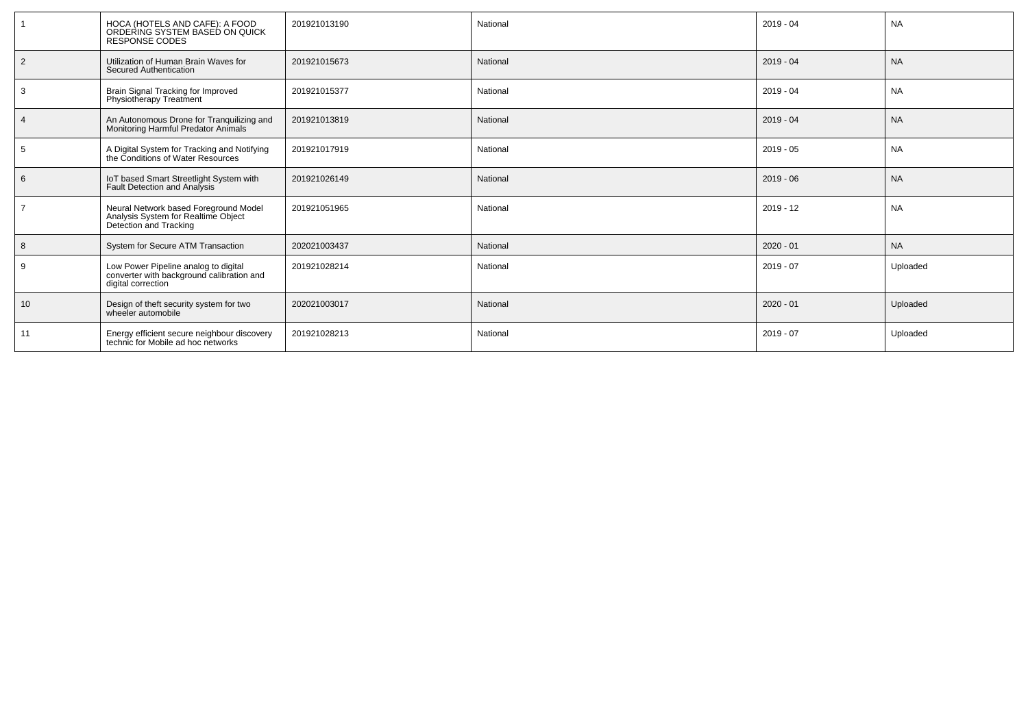| | | | | | |
|---|---|---|---|---|---|
| 1 | HOCA (HOTELS AND CAFE): A FOOD ORDERING SYSTEM BASED ON QUICK RESPONSE CODES | 201921013190 | National | 2019 - 04 | NA |
| 2 | Utilization of Human Brain Waves for Secured Authentication | 201921015673 | National | 2019 - 04 | NA |
| 3 | Brain Signal Tracking for Improved Physiotherapy Treatment | 201921015377 | National | 2019 - 04 | NA |
| 4 | An Autonomous Drone for Tranquilizing and Monitoring Harmful Predator Animals | 201921013819 | National | 2019 - 04 | NA |
| 5 | A Digital System for Tracking and Notifying the Conditions of Water Resources | 201921017919 | National | 2019 - 05 | NA |
| 6 | IoT based Smart Streetlight System with Fault Detection and Analysis | 201921026149 | National | 2019 - 06 | NA |
| 7 | Neural Network based Foreground Model Analysis System for Realtime Object Detection and Tracking | 201921051965 | National | 2019 - 12 | NA |
| 8 | System for Secure ATM Transaction | 202021003437 | National | 2020 - 01 | NA |
| 9 | Low Power Pipeline analog to digital converter with background calibration and digital correction | 201921028214 | National | 2019 - 07 | Uploaded |
| 10 | Design of theft security system for two wheeler automobile | 202021003017 | National | 2020 - 01 | Uploaded |
| 11 | Energy efficient secure neighbour discovery technic for Mobile ad hoc networks | 201921028213 | National | 2019 - 07 | Uploaded |